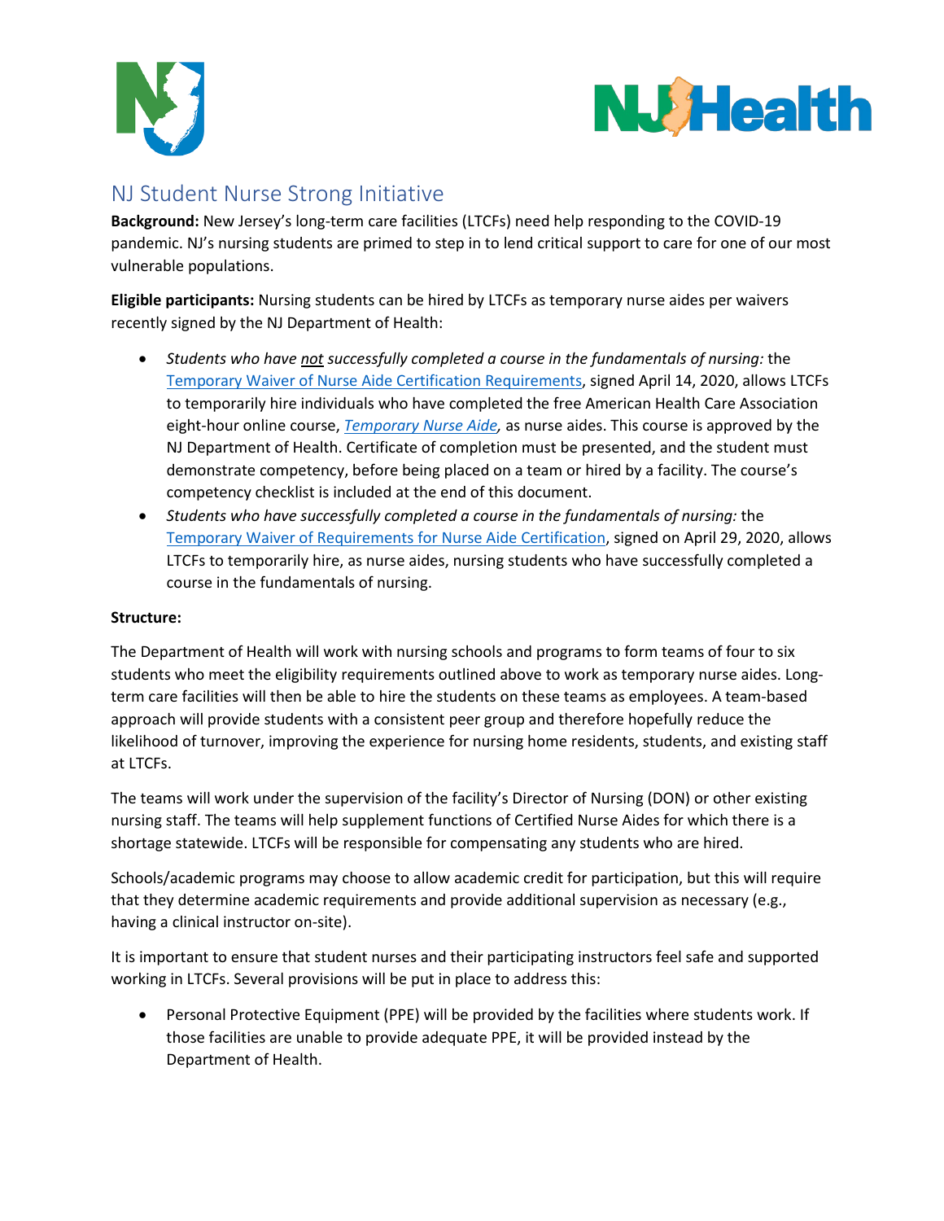# NJ Student Nurse Strong Initiative

**Background:** New Jersey's long-term care facilities (LTCFs) need help responding to the COVID-19 pandemic. NJ's nursing students are primed to step in to lend critical support to care for one of our most vulnerable populations.

**Eligible participants:** Nursing students can be hired by LTCFs as temporary nurse aides per waivers recently signed by the NJ Department of Health:

- *Students who have not successfully completed a course in the fundamentals of nursing:* the Temporary Waiver of Nurse Aide Certification Requirements, signed April 14, 2020, allows LTCFs to temporarily hire individuals who have completed the free American Health Care Association eight-hour online course, *Temporary Nurse Aide*, as nurse aides. This course is approved by the NJ Department of Health. Certificate of completion must be presented, and the student must demonstrate competency, before being placed on a team or hired by a facility. The course's competency checklist is included at the end of this document.
- *Students who have successfully completed a course in the fundamentals of nursing:* the Temporary Waiver of Requirements for Nurse Aide Certification, signed on April 29, 2020, allows LTCFs to temporarily hire, as nurse aides, nursing students who have successfully completed a course in the fundamentals of nursing.

**Structure:**

The Department of Health will work with nursing schools and programs to form teams of four to six students who meet the eligibility requirements outlined above to work as temporary nurse aides. Long-term care facilities will then be able to hire the students on these teams as employees. A team-based approach will provide students with a consistent peer group and therefore hopefully reduce the likelihood of turnover, improving the experience for nursing home residents, students, and existing staff at LTCFs.

The teams will work under the supervision of the facility's Director of Nursing (DON) or other existing nursing staff. The teams will help supplement functions of Certified Nurse Aides for which there is a shortage statewide. LTCFs will be responsible for compensating any students who are hired.

Schools/academic programs may choose to allow academic credit for participation, but this will require that they determine academic requirements and provide additional supervision as necessary (e.g., having a clinical instructor on-site).

It is important to ensure that student nurses and their participating instructors feel safe and supported working in LTCFs. Several provisions will be put in place to address this:

- Personal Protective Equipment (PPE) will be provided by the facilities where students work. If those facilities are unable to provide adequate PPE, it will be provided instead by the Department of Health.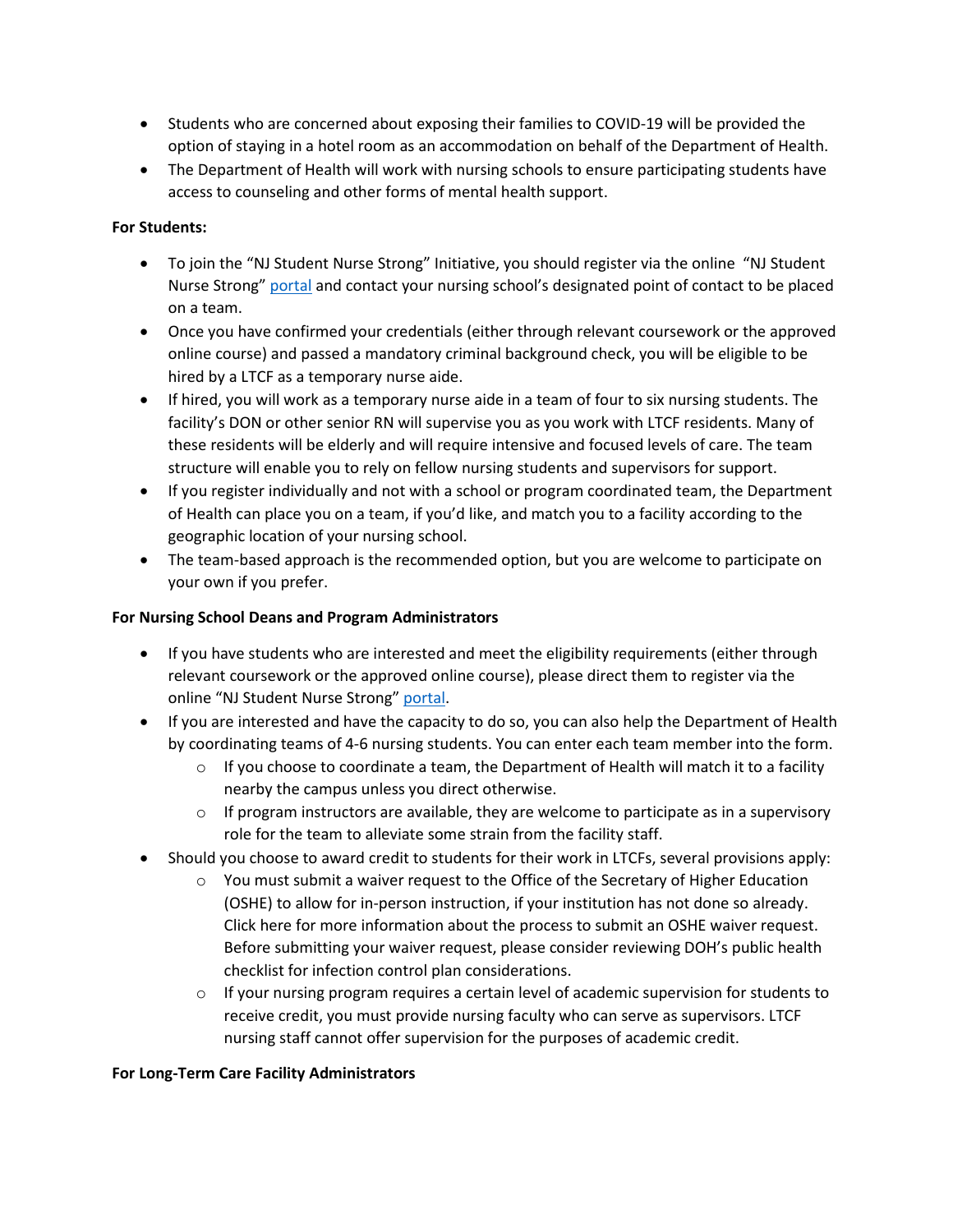- Students who are concerned about exposing their families to COVID-19 will be provided the option of staying in a hotel room as an accommodation on behalf of the Department of Health.
- The Department of Health will work with nursing schools to ensure participating students have access to counseling and other forms of mental health support.

**For Students:**

- To join the "NJ Student Nurse Strong" Initiative, you should register via the online "NJ Student Nurse Strong" portal and contact your nursing school's designated point of contact to be placed on a team.
- Once you have confirmed your credentials (either through relevant coursework or the approved online course) and passed a mandatory criminal background check, you will be eligible to be hired by a LTCF as a temporary nurse aide.
- If hired, you will work as a temporary nurse aide in a team of four to six nursing students. The facility's DON or other senior RN will supervise you as you work with LTCF residents. Many of these residents will be elderly and will require intensive and focused levels of care. The team structure will enable you to rely on fellow nursing students and supervisors for support.
- If you register individually and not with a school or program coordinated team, the Department of Health can place you on a team, if you'd like, and match you to a facility according to the geographic location of your nursing school.
- The team-based approach is the recommended option, but you are welcome to participate on your own if you prefer.

**For Nursing School Deans and Program Administrators**

- If you have students who are interested and meet the eligibility requirements (either through relevant coursework or the approved online course), please direct them to register via the online "NJ Student Nurse Strong" portal.
- If you are interested and have the capacity to do so, you can also help the Department of Health by coordinating teams of 4-6 nursing students. You can enter each team member into the form.
  - If you choose to coordinate a team, the Department of Health will match it to a facility nearby the campus unless you direct otherwise.
  - If program instructors are available, they are welcome to participate as in a supervisory role for the team to alleviate some strain from the facility staff.
- Should you choose to award credit to students for their work in LTCFs, several provisions apply:
  - You must submit a waiver request to the Office of the Secretary of Higher Education (OSHE) to allow for in-person instruction, if your institution has not done so already. Click here for more information about the process to submit an OSHE waiver request. Before submitting your waiver request, please consider reviewing DOH's public health checklist for infection control plan considerations.
  - If your nursing program requires a certain level of academic supervision for students to receive credit, you must provide nursing faculty who can serve as supervisors. LTCF nursing staff cannot offer supervision for the purposes of academic credit.

**For Long-Term Care Facility Administrators**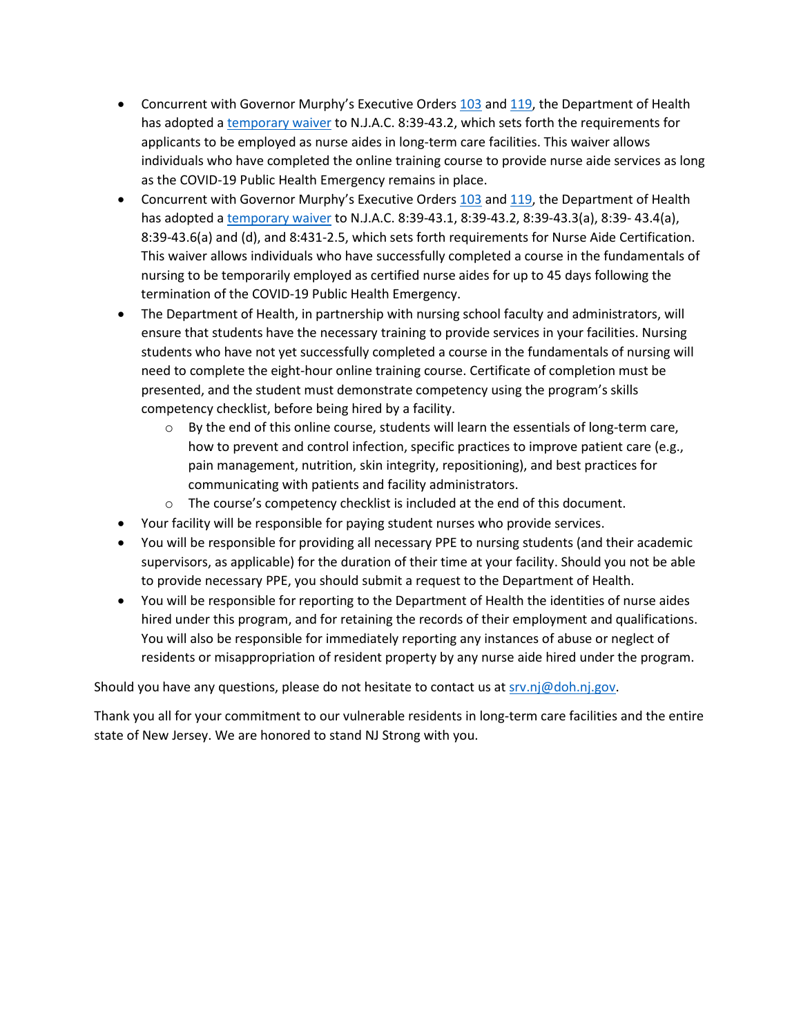- Concurrent with Governor Murphy's Executive Orders 103 and 119, the Department of Health has adopted a temporary waiver to N.J.A.C. 8:39-43.2, which sets forth the requirements for applicants to be employed as nurse aides in long-term care facilities. This waiver allows individuals who have completed the online training course to provide nurse aide services as long as the COVID-19 Public Health Emergency remains in place.
- Concurrent with Governor Murphy's Executive Orders 103 and 119, the Department of Health has adopted a temporary waiver to N.J.A.C. 8:39-43.1, 8:39-43.2, 8:39-43.3(a), 8:39- 43.4(a), 8:39-43.6(a) and (d), and 8:431-2.5, which sets forth requirements for Nurse Aide Certification. This waiver allows individuals who have successfully completed a course in the fundamentals of nursing to be temporarily employed as certified nurse aides for up to 45 days following the termination of the COVID-19 Public Health Emergency.
- The Department of Health, in partnership with nursing school faculty and administrators, will ensure that students have the necessary training to provide services in your facilities. Nursing students who have not yet successfully completed a course in the fundamentals of nursing will need to complete the eight-hour online training course. Certificate of completion must be presented, and the student must demonstrate competency using the program's skills competency checklist, before being hired by a facility.
  - By the end of this online course, students will learn the essentials of long-term care, how to prevent and control infection, specific practices to improve patient care (e.g., pain management, nutrition, skin integrity, repositioning), and best practices for communicating with patients and facility administrators.
  - The course's competency checklist is included at the end of this document.
- Your facility will be responsible for paying student nurses who provide services.
- You will be responsible for providing all necessary PPE to nursing students (and their academic supervisors, as applicable) for the duration of their time at your facility. Should you not be able to provide necessary PPE, you should submit a request to the Department of Health.
- You will be responsible for reporting to the Department of Health the identities of nurse aides hired under this program, and for retaining the records of their employment and qualifications. You will also be responsible for immediately reporting any instances of abuse or neglect of residents or misappropriation of resident property by any nurse aide hired under the program.

Should you have any questions, please do not hesitate to contact us at srv.nj@doh.nj.gov.

Thank you all for your commitment to our vulnerable residents in long-term care facilities and the entire state of New Jersey. We are honored to stand NJ Strong with you.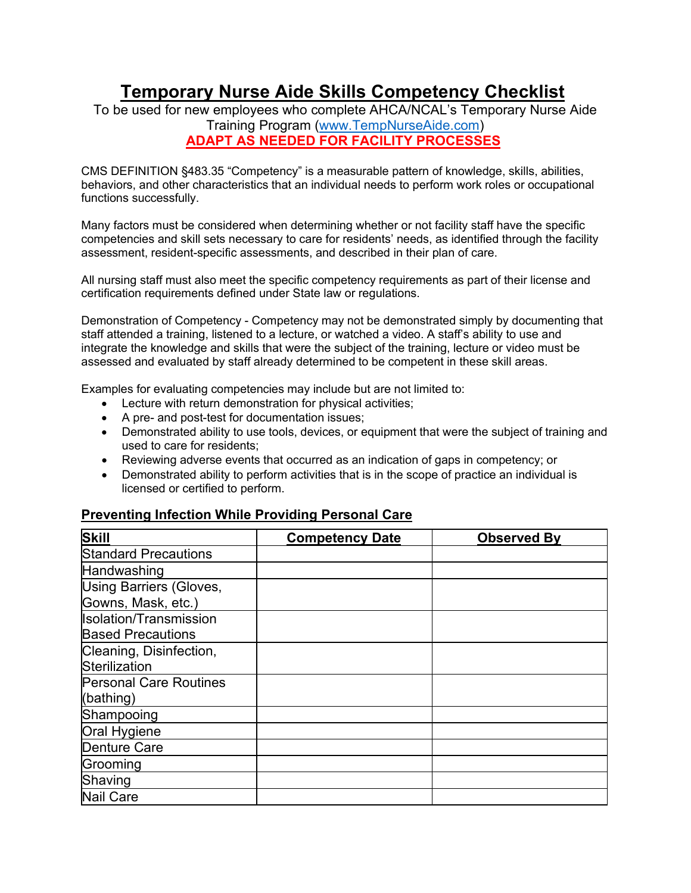# Temporary Nurse Aide Skills Competency Checklist

To be used for new employees who complete AHCA/NCAL's Temporary Nurse Aide Training Program ([www.TempNurseAide.com](http://www.TempNurseAide.com))

**ADAPT AS NEEDED FOR FACILITY PROCESSES**

CMS DEFINITION §483.35 "Competency" is a measurable pattern of knowledge, skills, abilities, behaviors, and other characteristics that an individual needs to perform work roles or occupational functions successfully.

Many factors must be considered when determining whether or not facility staff have the specific competencies and skill sets necessary to care for residents' needs, as identified through the facility assessment, resident-specific assessments, and described in their plan of care.

All nursing staff must also meet the specific competency requirements as part of their license and certification requirements defined under State law or regulations.

Demonstration of Competency - Competency may not be demonstrated simply by documenting that staff attended a training, listened to a lecture, or watched a video. A staff's ability to use and integrate the knowledge and skills that were the subject of the training, lecture or video must be assessed and evaluated by staff already determined to be competent in these skill areas.

Examples for evaluating competencies may include but are not limited to:

- Lecture with return demonstration for physical activities;
- A pre- and post-test for documentation issues;
- Demonstrated ability to use tools, devices, or equipment that were the subject of training and used to care for residents;
- Reviewing adverse events that occurred as an indication of gaps in competency; or
- Demonstrated ability to perform activities that is in the scope of practice an individual is licensed or certified to perform.

## Preventing Infection While Providing Personal Care

| Skill | Competency Date | Observed By |
|---|---|---|
| Standard Precautions | | |
| Handwashing | | |
| Using Barriers (Gloves, Gowns, Mask, etc.) | | |
| Isolation/Transmission Based Precautions | | |
| Cleaning, Disinfection, Sterilization | | |
| Personal Care Routines (bathing) | | |
| Shampooing | | |
| Oral Hygiene | | |
| Denture Care | | |
| Grooming | | |
| Shaving | | |
| Nail Care | | |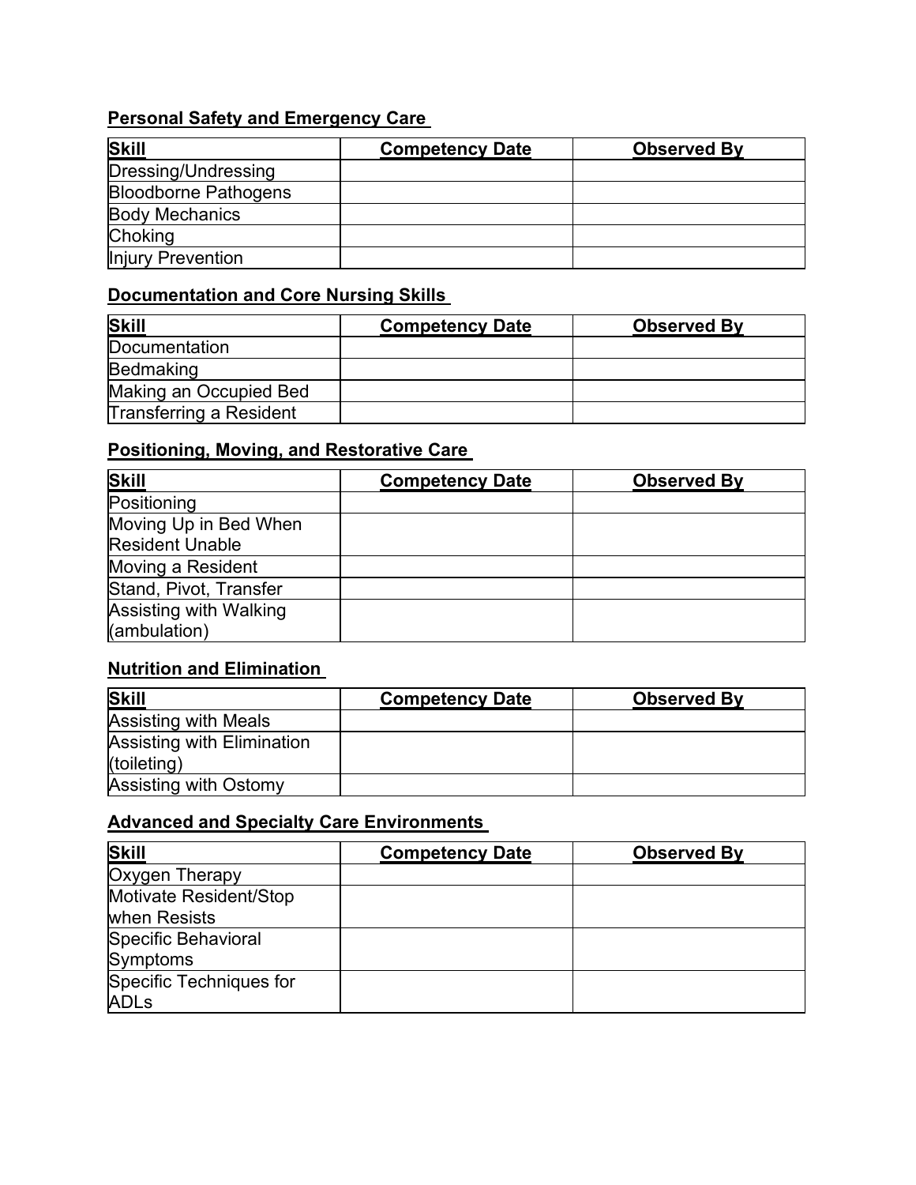**Personal Safety and Emergency Care**

| Skill | Competency Date | Observed By |
| --- | --- | --- |
| Dressing/Undressing | | |
| Bloodborne Pathogens | | |
| Body Mechanics | | |
| Choking | | |
| Injury Prevention | | |

**Documentation and Core Nursing Skills**

| Skill | Competency Date | Observed By |
| --- | --- | --- |
| Documentation | | |
| Bedmaking | | |
| Making an Occupied Bed | | |
| Transferring a Resident | | |

**Positioning, Moving, and Restorative Care**

| Skill | Competency Date | Observed By |
| --- | --- | --- |
| Positioning | | |
| Moving Up in Bed When Resident Unable | | |
| Moving a Resident | | |
| Stand, Pivot, Transfer | | |
| Assisting with Walking (ambulation) | | |

**Nutrition and Elimination**

| Skill | Competency Date | Observed By |
| --- | --- | --- |
| Assisting with Meals | | |
| Assisting with Elimination (toileting) | | |
| Assisting with Ostomy | | |

**Advanced and Specialty Care Environments**

| Skill | Competency Date | Observed By |
| --- | --- | --- |
| Oxygen Therapy | | |
| Motivate Resident/Stop when Resists | | |
| Specific Behavioral Symptoms | | |
| Specific Techniques for ADLs | | |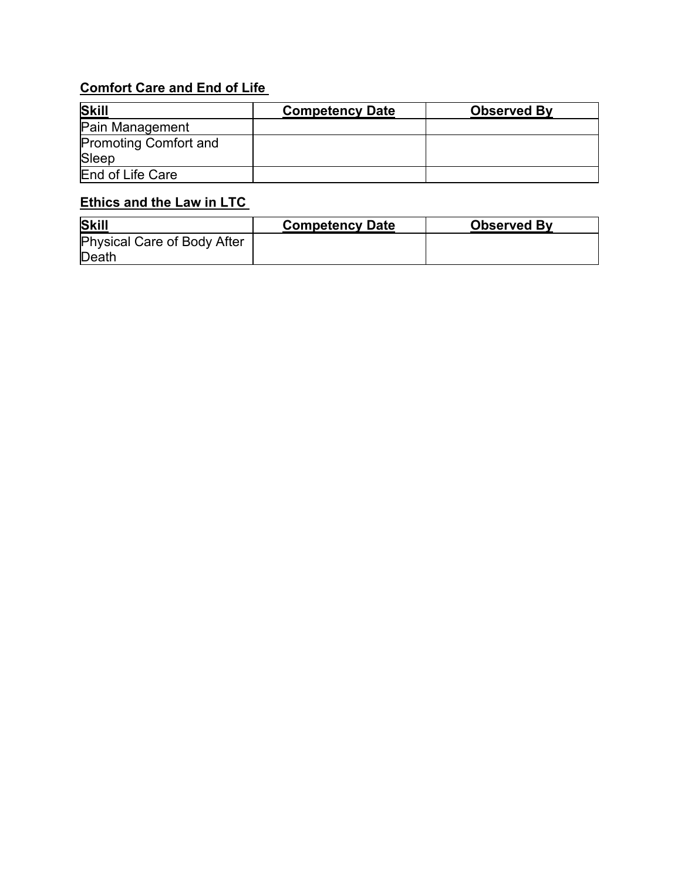**Comfort Care and End of Life**

| Skill | Competency Date | Observed By |
|---|---|---|
| Pain Management | | |
| Promoting Comfort and Sleep | | |
| End of Life Care | | |

**Ethics and the Law in LTC**

| Skill | Competency Date | Observed By |
|---|---|---|
| Physical Care of Body After Death | | |